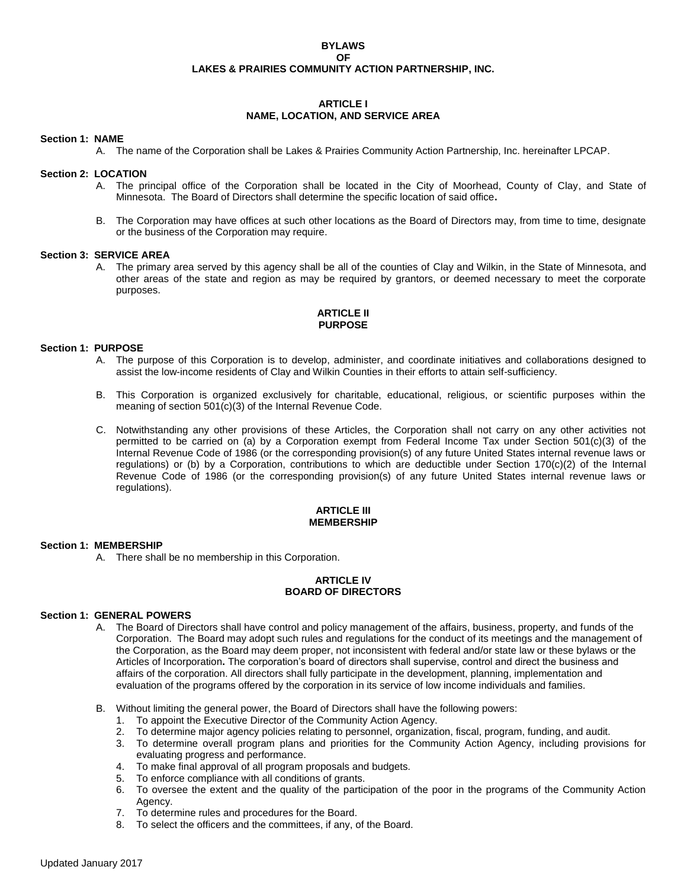# BYLAWS
# OF
# LAKES & PRAIRIES COMMUNITY ACTION PARTNERSHIP, INC.

## ARTICLE I
## NAME, LOCATION, AND SERVICE AREA

**Section 1: NAME**

A. The name of the Corporation shall be Lakes & Prairies Community Action Partnership, Inc. hereinafter LPCAP.

**Section 2: LOCATION**

A. The principal office of the Corporation shall be located in the City of Moorhead, County of Clay, and State of Minnesota. The Board of Directors shall determine the specific location of said office**.**

B. The Corporation may have offices at such other locations as the Board of Directors may, from time to time, designate or the business of the Corporation may require.

**Section 3: SERVICE AREA**

A. The primary area served by this agency shall be all of the counties of Clay and Wilkin, in the State of Minnesota, and other areas of the state and region as may be required by grantors, or deemed necessary to meet the corporate purposes.

## ARTICLE II
## PURPOSE

**Section 1: PURPOSE**

A. The purpose of this Corporation is to develop, administer, and coordinate initiatives and collaborations designed to assist the low-income residents of Clay and Wilkin Counties in their efforts to attain self-sufficiency.

B. This Corporation is organized exclusively for charitable, educational, religious, or scientific purposes within the meaning of section 501(c)(3) of the Internal Revenue Code.

C. Notwithstanding any other provisions of these Articles, the Corporation shall not carry on any other activities not permitted to be carried on (a) by a Corporation exempt from Federal Income Tax under Section 501(c)(3) of the Internal Revenue Code of 1986 (or the corresponding provision(s) of any future United States internal revenue laws or regulations) or (b) by a Corporation, contributions to which are deductible under Section 170(c)(2) of the Internal Revenue Code of 1986 (or the corresponding provision(s) of any future United States internal revenue laws or regulations).

## ARTICLE III
## MEMBERSHIP

**Section 1: MEMBERSHIP**

A. There shall be no membership in this Corporation.

## ARTICLE IV
## BOARD OF DIRECTORS

**Section 1: GENERAL POWERS**

A. The Board of Directors shall have control and policy management of the affairs, business, property, and funds of the Corporation. The Board may adopt such rules and regulations for the conduct of its meetings and the management of the Corporation, as the Board may deem proper, not inconsistent with federal and/or state law or these bylaws or the Articles of Incorporation**.** The corporation's board of directors shall supervise, control and direct the business and affairs of the corporation. All directors shall fully participate in the development, planning, implementation and evaluation of the programs offered by the corporation in its service of low income individuals and families.

B. Without limiting the general power, the Board of Directors shall have the following powers:
   1. To appoint the Executive Director of the Community Action Agency.
   2. To determine major agency policies relating to personnel, organization, fiscal, program, funding, and audit.
   3. To determine overall program plans and priorities for the Community Action Agency, including provisions for evaluating progress and performance.
   4. To make final approval of all program proposals and budgets.
   5. To enforce compliance with all conditions of grants.
   6. To oversee the extent and the quality of the participation of the poor in the programs of the Community Action Agency.
   7. To determine rules and procedures for the Board.
   8. To select the officers and the committees, if any, of the Board.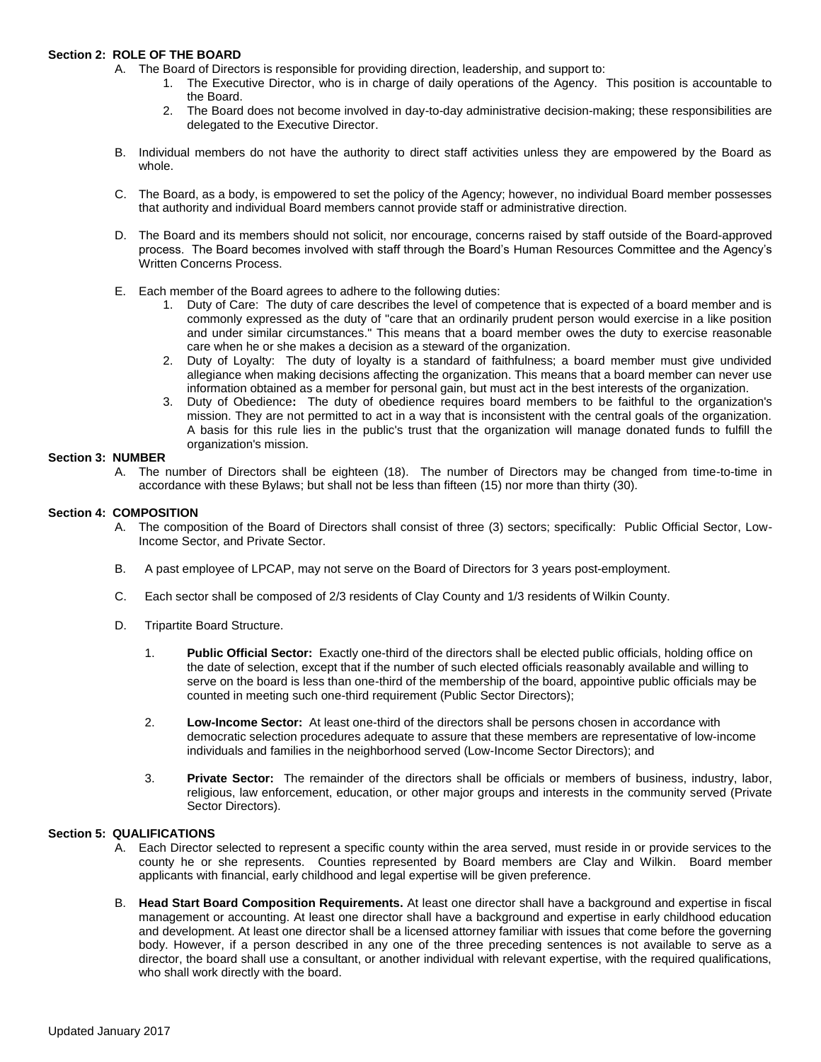**Section 2: ROLE OF THE BOARD**

A. The Board of Directors is responsible for providing direction, leadership, and support to:
   1. The Executive Director, who is in charge of daily operations of the Agency. This position is accountable to the Board.
   2. The Board does not become involved in day-to-day administrative decision-making; these responsibilities are delegated to the Executive Director.

B. Individual members do not have the authority to direct staff activities unless they are empowered by the Board as whole.

C. The Board, as a body, is empowered to set the policy of the Agency; however, no individual Board member possesses that authority and individual Board members cannot provide staff or administrative direction.

D. The Board and its members should not solicit, nor encourage, concerns raised by staff outside of the Board-approved process. The Board becomes involved with staff through the Board's Human Resources Committee and the Agency's Written Concerns Process.

E. Each member of the Board agrees to adhere to the following duties:
   1. Duty of Care: The duty of care describes the level of competence that is expected of a board member and is commonly expressed as the duty of "care that an ordinarily prudent person would exercise in a like position and under similar circumstances." This means that a board member owes the duty to exercise reasonable care when he or she makes a decision as a steward of the organization.
   2. Duty of Loyalty: The duty of loyalty is a standard of faithfulness; a board member must give undivided allegiance when making decisions affecting the organization. This means that a board member can never use information obtained as a member for personal gain, but must act in the best interests of the organization.
   3. Duty of Obedience**:** The duty of obedience requires board members to be faithful to the organization's mission. They are not permitted to act in a way that is inconsistent with the central goals of the organization. A basis for this rule lies in the public's trust that the organization will manage donated funds to fulfill the organization's mission.

**Section 3: NUMBER**

A. The number of Directors shall be eighteen (18). The number of Directors may be changed from time-to-time in accordance with these Bylaws; but shall not be less than fifteen (15) nor more than thirty (30).

**Section 4: COMPOSITION**

A. The composition of the Board of Directors shall consist of three (3) sectors; specifically: Public Official Sector, Low-Income Sector, and Private Sector.

B. A past employee of LPCAP, may not serve on the Board of Directors for 3 years post-employment.

C. Each sector shall be composed of 2/3 residents of Clay County and 1/3 residents of Wilkin County.

D. Tripartite Board Structure.

   1. **Public Official Sector:** Exactly one-third of the directors shall be elected public officials, holding office on the date of selection, except that if the number of such elected officials reasonably available and willing to serve on the board is less than one-third of the membership of the board, appointive public officials may be counted in meeting such one-third requirement (Public Sector Directors);

   2. **Low-Income Sector:** At least one-third of the directors shall be persons chosen in accordance with democratic selection procedures adequate to assure that these members are representative of low-income individuals and families in the neighborhood served (Low-Income Sector Directors); and

   3. **Private Sector:** The remainder of the directors shall be officials or members of business, industry, labor, religious, law enforcement, education, or other major groups and interests in the community served (Private Sector Directors).

**Section 5: QUALIFICATIONS**

A. Each Director selected to represent a specific county within the area served, must reside in or provide services to the county he or she represents. Counties represented by Board members are Clay and Wilkin. Board member applicants with financial, early childhood and legal expertise will be given preference.

B. **Head Start Board Composition Requirements.** At least one director shall have a background and expertise in fiscal management or accounting. At least one director shall have a background and expertise in early childhood education and development. At least one director shall be a licensed attorney familiar with issues that come before the governing body. However, if a person described in any one of the three preceding sentences is not available to serve as a director, the board shall use a consultant, or another individual with relevant expertise, with the required qualifications, who shall work directly with the board.

Updated January 2017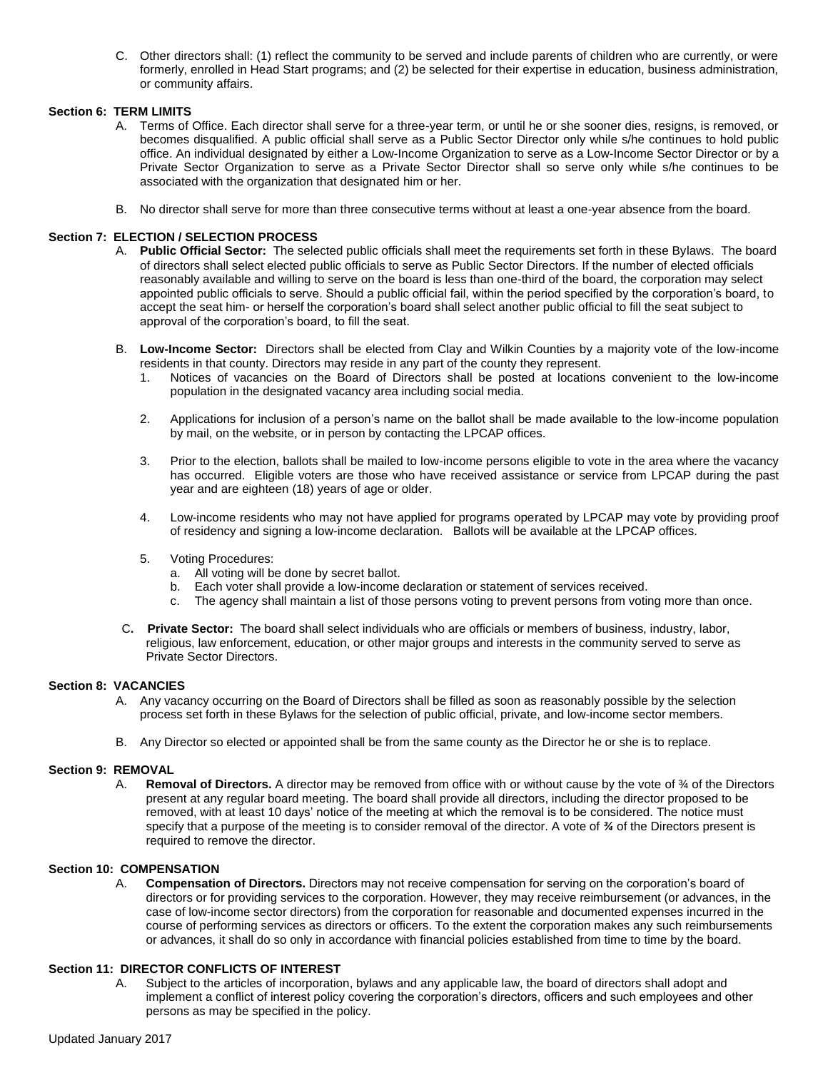C. Other directors shall: (1) reflect the community to be served and include parents of children who are currently, or were formerly, enrolled in Head Start programs; and (2) be selected for their expertise in education, business administration, or community affairs.

### Section 6: TERM LIMITS

A. Terms of Office. Each director shall serve for a three-year term, or until he or she sooner dies, resigns, is removed, or becomes disqualified. A public official shall serve as a Public Sector Director only while s/he continues to hold public office. An individual designated by either a Low-Income Organization to serve as a Low-Income Sector Director or by a Private Sector Organization to serve as a Private Sector Director shall so serve only while s/he continues to be associated with the organization that designated him or her.

B. No director shall serve for more than three consecutive terms without at least a one-year absence from the board.

### Section 7: ELECTION / SELECTION PROCESS

A. **Public Official Sector:** The selected public officials shall meet the requirements set forth in these Bylaws. The board of directors shall select elected public officials to serve as Public Sector Directors. If the number of elected officials reasonably available and willing to serve on the board is less than one-third of the board, the corporation may select appointed public officials to serve. Should a public official fail, within the period specified by the corporation's board, to accept the seat him- or herself the corporation's board shall select another public official to fill the seat subject to approval of the corporation's board, to fill the seat.

B. **Low-Income Sector:** Directors shall be elected from Clay and Wilkin Counties by a majority vote of the low-income residents in that county. Directors may reside in any part of the county they represent.

1. Notices of vacancies on the Board of Directors shall be posted at locations convenient to the low-income population in the designated vacancy area including social media.

2. Applications for inclusion of a person's name on the ballot shall be made available to the low-income population by mail, on the website, or in person by contacting the LPCAP offices.

3. Prior to the election, ballots shall be mailed to low-income persons eligible to vote in the area where the vacancy has occurred. Eligible voters are those who have received assistance or service from LPCAP during the past year and are eighteen (18) years of age or older.

4. Low-income residents who may not have applied for programs operated by LPCAP may vote by providing proof of residency and signing a low-income declaration. Ballots will be available at the LPCAP offices.

5. Voting Procedures:
   a. All voting will be done by secret ballot.
   b. Each voter shall provide a low-income declaration or statement of services received.
   c. The agency shall maintain a list of those persons voting to prevent persons from voting more than once.

C. **Private Sector:** The board shall select individuals who are officials or members of business, industry, labor, religious, law enforcement, education, or other major groups and interests in the community served to serve as Private Sector Directors.

### Section 8: VACANCIES

A. Any vacancy occurring on the Board of Directors shall be filled as soon as reasonably possible by the selection process set forth in these Bylaws for the selection of public official, private, and low-income sector members.

B. Any Director so elected or appointed shall be from the same county as the Director he or she is to replace.

### Section 9: REMOVAL

A. **Removal of Directors.** A director may be removed from office with or without cause by the vote of ¾ of the Directors present at any regular board meeting. The board shall provide all directors, including the director proposed to be removed, with at least 10 days' notice of the meeting at which the removal is to be considered. The notice must specify that a purpose of the meeting is to consider removal of the director. A vote of ***¾*** of the Directors present is required to remove the director.

### Section 10: COMPENSATION

A. **Compensation of Directors.** Directors may not receive compensation for serving on the corporation's board of directors or for providing services to the corporation. However, they may receive reimbursement (or advances, in the case of low-income sector directors) from the corporation for reasonable and documented expenses incurred in the course of performing services as directors or officers. To the extent the corporation makes any such reimbursements or advances, it shall do so only in accordance with financial policies established from time to time by the board.

### Section 11: DIRECTOR CONFLICTS OF INTEREST

A. Subject to the articles of incorporation, bylaws and any applicable law, the board of directors shall adopt and implement a conflict of interest policy covering the corporation's directors, officers and such employees and other persons as may be specified in the policy.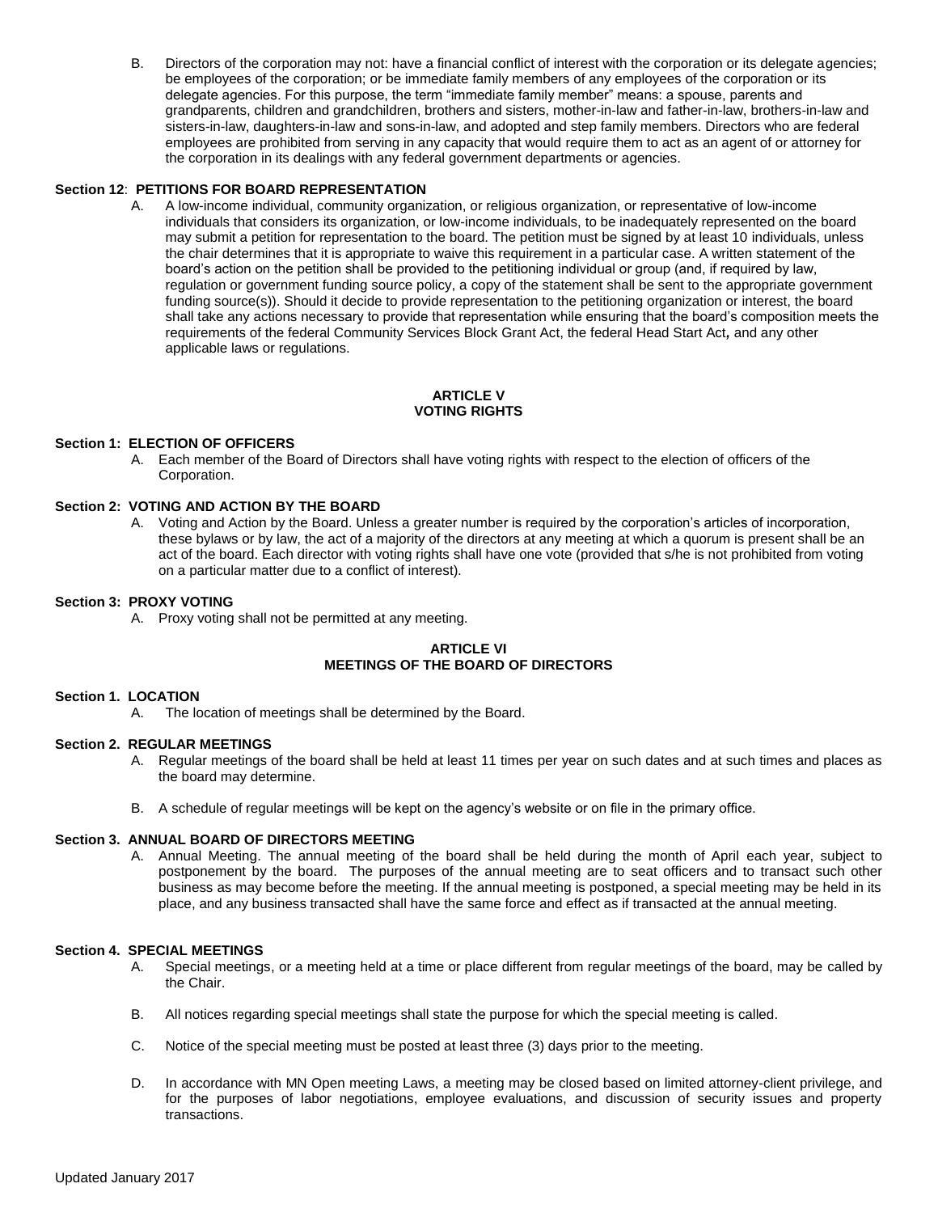B. Directors of the corporation may not: have a financial conflict of interest with the corporation or its delegate agencies; be employees of the corporation; or be immediate family members of any employees of the corporation or its delegate agencies. For this purpose, the term "immediate family member" means: a spouse, parents and grandparents, children and grandchildren, brothers and sisters, mother-in-law and father-in-law, brothers-in-law and sisters-in-law, daughters-in-law and sons-in-law, and adopted and step family members. Directors who are federal employees are prohibited from serving in any capacity that would require them to act as an agent of or attorney for the corporation in its dealings with any federal government departments or agencies.

**Section 12**: **PETITIONS FOR BOARD REPRESENTATION**

A. A low-income individual, community organization, or religious organization, or representative of low-income individuals that considers its organization, or low-income individuals, to be inadequately represented on the board may submit a petition for representation to the board. The petition must be signed by at least 10 individuals, unless the chair determines that it is appropriate to waive this requirement in a particular case. A written statement of the board's action on the petition shall be provided to the petitioning individual or group (and, if required by law, regulation or government funding source policy, a copy of the statement shall be sent to the appropriate government funding source(s)). Should it decide to provide representation to the petitioning organization or interest, the board shall take any actions necessary to provide that representation while ensuring that the board's composition meets the requirements of the federal Community Services Block Grant Act, the federal Head Start Act**,** and any other applicable laws or regulations.

## ARTICLE V
## VOTING RIGHTS

**Section 1: ELECTION OF OFFICERS**

A. Each member of the Board of Directors shall have voting rights with respect to the election of officers of the Corporation.

**Section 2: VOTING AND ACTION BY THE BOARD**

A. Voting and Action by the Board. Unless a greater number is required by the corporation's articles of incorporation, these bylaws or by law, the act of a majority of the directors at any meeting at which a quorum is present shall be an act of the board. Each director with voting rights shall have one vote (provided that s/he is not prohibited from voting on a particular matter due to a conflict of interest).

**Section 3: PROXY VOTING**

A. Proxy voting shall not be permitted at any meeting.

## ARTICLE VI
## MEETINGS OF THE BOARD OF DIRECTORS

**Section 1. LOCATION**

A. The location of meetings shall be determined by the Board.

**Section 2. REGULAR MEETINGS**

A. Regular meetings of the board shall be held at least 11 times per year on such dates and at such times and places as the board may determine.

B. A schedule of regular meetings will be kept on the agency's website or on file in the primary office.

**Section 3. ANNUAL BOARD OF DIRECTORS MEETING**

A. Annual Meeting. The annual meeting of the board shall be held during the month of April each year, subject to postponement by the board. The purposes of the annual meeting are to seat officers and to transact such other business as may become before the meeting. If the annual meeting is postponed, a special meeting may be held in its place, and any business transacted shall have the same force and effect as if transacted at the annual meeting.

**Section 4. SPECIAL MEETINGS**

A. Special meetings, or a meeting held at a time or place different from regular meetings of the board, may be called by the Chair.

B. All notices regarding special meetings shall state the purpose for which the special meeting is called.

C. Notice of the special meeting must be posted at least three (3) days prior to the meeting.

D. In accordance with MN Open meeting Laws, a meeting may be closed based on limited attorney-client privilege, and for the purposes of labor negotiations, employee evaluations, and discussion of security issues and property transactions.

Updated January 2017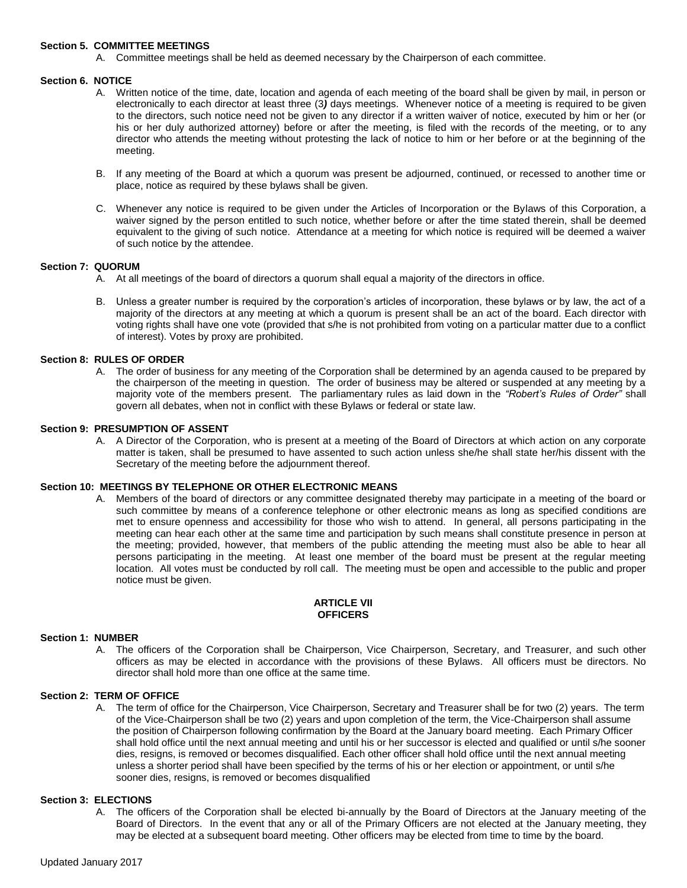**Section 5. COMMITTEE MEETINGS**

A. Committee meetings shall be held as deemed necessary by the Chairperson of each committee.

**Section 6. NOTICE**

A. Written notice of the time, date, location and agenda of each meeting of the board shall be given by mail, in person or electronically to each director at least three (3*)* days meetings. Whenever notice of a meeting is required to be given to the directors, such notice need not be given to any director if a written waiver of notice, executed by him or her (or his or her duly authorized attorney) before or after the meeting, is filed with the records of the meeting, or to any director who attends the meeting without protesting the lack of notice to him or her before or at the beginning of the meeting.

B. If any meeting of the Board at which a quorum was present be adjourned, continued, or recessed to another time or place, notice as required by these bylaws shall be given.

C. Whenever any notice is required to be given under the Articles of Incorporation or the Bylaws of this Corporation, a waiver signed by the person entitled to such notice, whether before or after the time stated therein, shall be deemed equivalent to the giving of such notice. Attendance at a meeting for which notice is required will be deemed a waiver of such notice by the attendee.

**Section 7: QUORUM**

A. At all meetings of the board of directors a quorum shall equal a majority of the directors in office.

B. Unless a greater number is required by the corporation's articles of incorporation, these bylaws or by law, the act of a majority of the directors at any meeting at which a quorum is present shall be an act of the board. Each director with voting rights shall have one vote (provided that s/he is not prohibited from voting on a particular matter due to a conflict of interest). Votes by proxy are prohibited.

**Section 8: RULES OF ORDER**

A. The order of business for any meeting of the Corporation shall be determined by an agenda caused to be prepared by the chairperson of the meeting in question. The order of business may be altered or suspended at any meeting by a majority vote of the members present. The parliamentary rules as laid down in the *"Robert's Rules of Order"* shall govern all debates, when not in conflict with these Bylaws or federal or state law.

**Section 9: PRESUMPTION OF ASSENT**

A. A Director of the Corporation, who is present at a meeting of the Board of Directors at which action on any corporate matter is taken, shall be presumed to have assented to such action unless she/he shall state her/his dissent with the Secretary of the meeting before the adjournment thereof.

**Section 10: MEETINGS BY TELEPHONE OR OTHER ELECTRONIC MEANS**

A. Members of the board of directors or any committee designated thereby may participate in a meeting of the board or such committee by means of a conference telephone or other electronic means as long as specified conditions are met to ensure openness and accessibility for those who wish to attend. In general, all persons participating in the meeting can hear each other at the same time and participation by such means shall constitute presence in person at the meeting; provided, however, that members of the public attending the meeting must also be able to hear all persons participating in the meeting. At least one member of the board must be present at the regular meeting location. All votes must be conducted by roll call. The meeting must be open and accessible to the public and proper notice must be given.

## ARTICLE VII
## OFFICERS

**Section 1: NUMBER**

A. The officers of the Corporation shall be Chairperson, Vice Chairperson, Secretary, and Treasurer, and such other officers as may be elected in accordance with the provisions of these Bylaws. All officers must be directors. No director shall hold more than one office at the same time.

**Section 2: TERM OF OFFICE**

A. The term of office for the Chairperson, Vice Chairperson, Secretary and Treasurer shall be for two (2) years. The term of the Vice-Chairperson shall be two (2) years and upon completion of the term, the Vice-Chairperson shall assume the position of Chairperson following confirmation by the Board at the January board meeting. Each Primary Officer shall hold office until the next annual meeting and until his or her successor is elected and qualified or until s/he sooner dies, resigns, is removed or becomes disqualified. Each other officer shall hold office until the next annual meeting unless a shorter period shall have been specified by the terms of his or her election or appointment, or until s/he sooner dies, resigns, is removed or becomes disqualified

**Section 3: ELECTIONS**

A. The officers of the Corporation shall be elected bi-annually by the Board of Directors at the January meeting of the Board of Directors. In the event that any or all of the Primary Officers are not elected at the January meeting, they may be elected at a subsequent board meeting. Other officers may be elected from time to time by the board.

Updated January 2017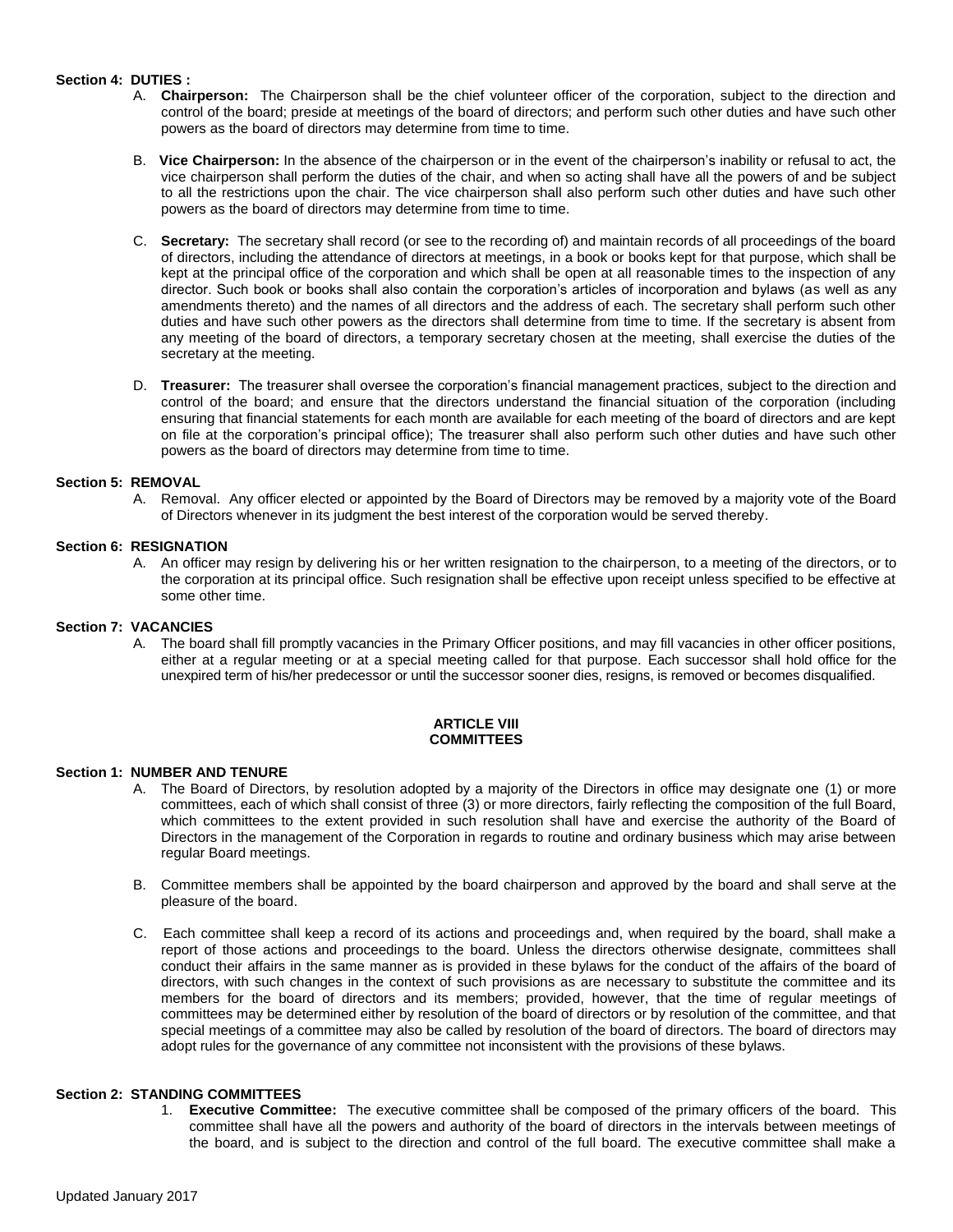**Section 4: DUTIES :**

A. **Chairperson:** The Chairperson shall be the chief volunteer officer of the corporation, subject to the direction and control of the board; preside at meetings of the board of directors; and perform such other duties and have such other powers as the board of directors may determine from time to time.

B. **Vice Chairperson:** In the absence of the chairperson or in the event of the chairperson's inability or refusal to act, the vice chairperson shall perform the duties of the chair, and when so acting shall have all the powers of and be subject to all the restrictions upon the chair. The vice chairperson shall also perform such other duties and have such other powers as the board of directors may determine from time to time.

C. **Secretary:** The secretary shall record (or see to the recording of) and maintain records of all proceedings of the board of directors, including the attendance of directors at meetings, in a book or books kept for that purpose, which shall be kept at the principal office of the corporation and which shall be open at all reasonable times to the inspection of any director. Such book or books shall also contain the corporation's articles of incorporation and bylaws (as well as any amendments thereto) and the names of all directors and the address of each. The secretary shall perform such other duties and have such other powers as the directors shall determine from time to time. If the secretary is absent from any meeting of the board of directors, a temporary secretary chosen at the meeting, shall exercise the duties of the secretary at the meeting.

D. **Treasurer:** The treasurer shall oversee the corporation's financial management practices, subject to the direction and control of the board; and ensure that the directors understand the financial situation of the corporation (including ensuring that financial statements for each month are available for each meeting of the board of directors and are kept on file at the corporation's principal office); The treasurer shall also perform such other duties and have such other powers as the board of directors may determine from time to time.

**Section 5: REMOVAL**

A. Removal. Any officer elected or appointed by the Board of Directors may be removed by a majority vote of the Board of Directors whenever in its judgment the best interest of the corporation would be served thereby.

**Section 6: RESIGNATION**

A. An officer may resign by delivering his or her written resignation to the chairperson, to a meeting of the directors, or to the corporation at its principal office. Such resignation shall be effective upon receipt unless specified to be effective at some other time.

**Section 7: VACANCIES**

A. The board shall fill promptly vacancies in the Primary Officer positions, and may fill vacancies in other officer positions, either at a regular meeting or at a special meeting called for that purpose. Each successor shall hold office for the unexpired term of his/her predecessor or until the successor sooner dies, resigns, is removed or becomes disqualified.

## ARTICLE VIII
## COMMITTEES

**Section 1: NUMBER AND TENURE**

A. The Board of Directors, by resolution adopted by a majority of the Directors in office may designate one (1) or more committees, each of which shall consist of three (3) or more directors, fairly reflecting the composition of the full Board, which committees to the extent provided in such resolution shall have and exercise the authority of the Board of Directors in the management of the Corporation in regards to routine and ordinary business which may arise between regular Board meetings.

B. Committee members shall be appointed by the board chairperson and approved by the board and shall serve at the pleasure of the board.

C. Each committee shall keep a record of its actions and proceedings and, when required by the board, shall make a report of those actions and proceedings to the board. Unless the directors otherwise designate, committees shall conduct their affairs in the same manner as is provided in these bylaws for the conduct of the affairs of the board of directors, with such changes in the context of such provisions as are necessary to substitute the committee and its members for the board of directors and its members; provided, however, that the time of regular meetings of committees may be determined either by resolution of the board of directors or by resolution of the committee, and that special meetings of a committee may also be called by resolution of the board of directors. The board of directors may adopt rules for the governance of any committee not inconsistent with the provisions of these bylaws.

**Section 2: STANDING COMMITTEES**

1. **Executive Committee:** The executive committee shall be composed of the primary officers of the board. This committee shall have all the powers and authority of the board of directors in the intervals between meetings of the board, and is subject to the direction and control of the full board. The executive committee shall make a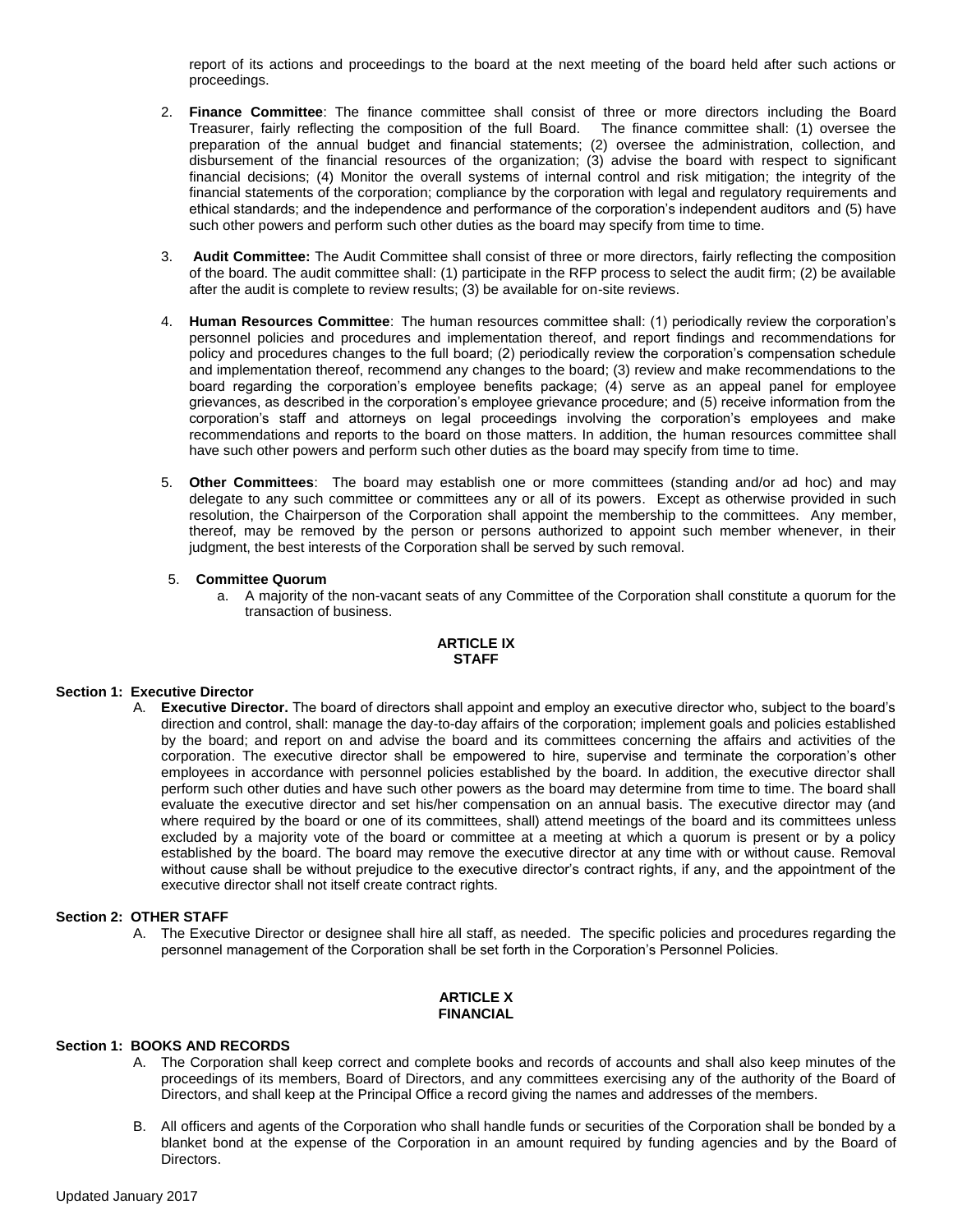report of its actions and proceedings to the board at the next meeting of the board held after such actions or proceedings.

2. **Finance Committee**: The finance committee shall consist of three or more directors including the Board Treasurer, fairly reflecting the composition of the full Board. The finance committee shall: (1) oversee the preparation of the annual budget and financial statements; (2) oversee the administration, collection, and disbursement of the financial resources of the organization; (3) advise the board with respect to significant financial decisions; (4) Monitor the overall systems of internal control and risk mitigation; the integrity of the financial statements of the corporation; compliance by the corporation with legal and regulatory requirements and ethical standards; and the independence and performance of the corporation's independent auditors and (5) have such other powers and perform such other duties as the board may specify from time to time.

3. **Audit Committee:** The Audit Committee shall consist of three or more directors, fairly reflecting the composition of the board. The audit committee shall: (1) participate in the RFP process to select the audit firm; (2) be available after the audit is complete to review results; (3) be available for on-site reviews.

4. **Human Resources Committee**: The human resources committee shall: (1) periodically review the corporation's personnel policies and procedures and implementation thereof, and report findings and recommendations for policy and procedures changes to the full board; (2) periodically review the corporation's compensation schedule and implementation thereof, recommend any changes to the board; (3) review and make recommendations to the board regarding the corporation's employee benefits package; (4) serve as an appeal panel for employee grievances, as described in the corporation's employee grievance procedure; and (5) receive information from the corporation's staff and attorneys on legal proceedings involving the corporation's employees and make recommendations and reports to the board on those matters. In addition, the human resources committee shall have such other powers and perform such other duties as the board may specify from time to time.

5. **Other Committees**: The board may establish one or more committees (standing and/or ad hoc) and may delegate to any such committee or committees any or all of its powers. Except as otherwise provided in such resolution, the Chairperson of the Corporation shall appoint the membership to the committees. Any member, thereof, may be removed by the person or persons authorized to appoint such member whenever, in their judgment, the best interests of the Corporation shall be served by such removal.

5. **Committee Quorum**
   a. A majority of the non-vacant seats of any Committee of the Corporation shall constitute a quorum for the transaction of business.

## ARTICLE IX
## STAFF

### Section 1: Executive Director

A. **Executive Director.** The board of directors shall appoint and employ an executive director who, subject to the board's direction and control, shall: manage the day-to-day affairs of the corporation; implement goals and policies established by the board; and report on and advise the board and its committees concerning the affairs and activities of the corporation. The executive director shall be empowered to hire, supervise and terminate the corporation's other employees in accordance with personnel policies established by the board. In addition, the executive director shall perform such other duties and have such other powers as the board may determine from time to time. The board shall evaluate the executive director and set his/her compensation on an annual basis. The executive director may (and where required by the board or one of its committees, shall) attend meetings of the board and its committees unless excluded by a majority vote of the board or committee at a meeting at which a quorum is present or by a policy established by the board. The board may remove the executive director at any time with or without cause. Removal without cause shall be without prejudice to the executive director's contract rights, if any, and the appointment of the executive director shall not itself create contract rights.

### Section 2: OTHER STAFF

A. The Executive Director or designee shall hire all staff, as needed. The specific policies and procedures regarding the personnel management of the Corporation shall be set forth in the Corporation's Personnel Policies.

## ARTICLE X
## FINANCIAL

### Section 1: BOOKS AND RECORDS

A. The Corporation shall keep correct and complete books and records of accounts and shall also keep minutes of the proceedings of its members, Board of Directors, and any committees exercising any of the authority of the Board of Directors, and shall keep at the Principal Office a record giving the names and addresses of the members.

B. All officers and agents of the Corporation who shall handle funds or securities of the Corporation shall be bonded by a blanket bond at the expense of the Corporation in an amount required by funding agencies and by the Board of Directors.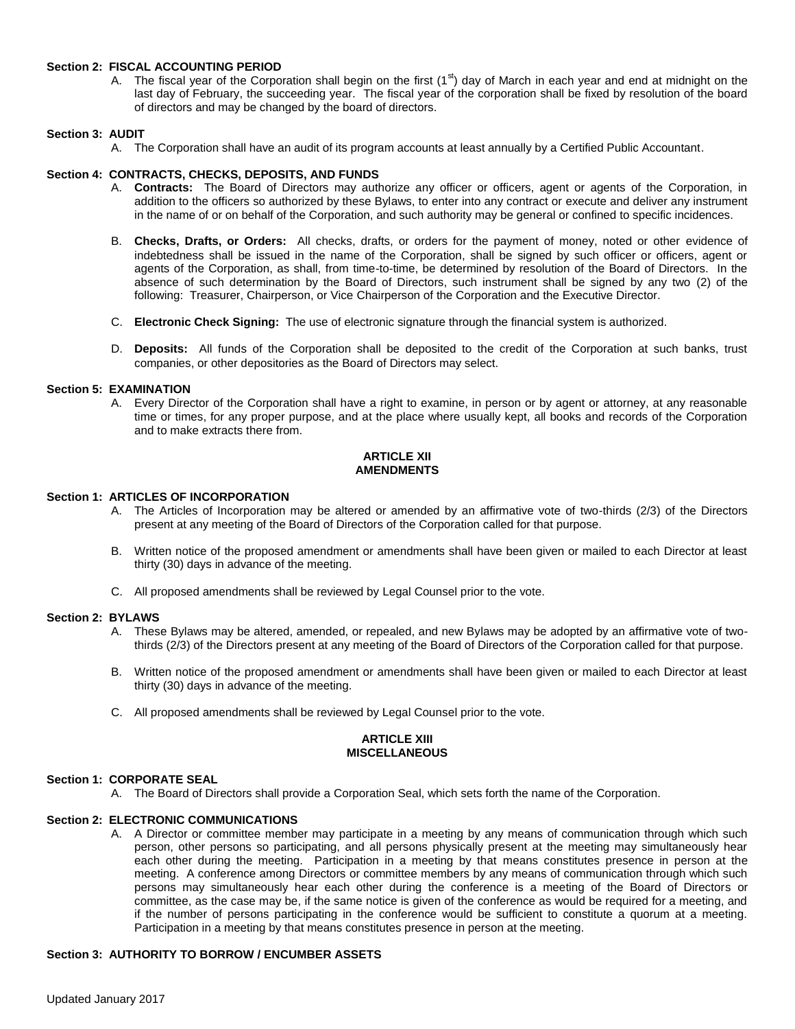**Section 2: FISCAL ACCOUNTING PERIOD**

A. The fiscal year of the Corporation shall begin on the first (1st) day of March in each year and end at midnight on the last day of February, the succeeding year. The fiscal year of the corporation shall be fixed by resolution of the board of directors and may be changed by the board of directors.

**Section 3: AUDIT**

A. The Corporation shall have an audit of its program accounts at least annually by a Certified Public Accountant.

**Section 4: CONTRACTS, CHECKS, DEPOSITS, AND FUNDS**

A. **Contracts:** The Board of Directors may authorize any officer or officers, agent or agents of the Corporation, in addition to the officers so authorized by these Bylaws, to enter into any contract or execute and deliver any instrument in the name of or on behalf of the Corporation, and such authority may be general or confined to specific incidences.

B. **Checks, Drafts, or Orders:** All checks, drafts, or orders for the payment of money, noted or other evidence of indebtedness shall be issued in the name of the Corporation, shall be signed by such officer or officers, agent or agents of the Corporation, as shall, from time-to-time, be determined by resolution of the Board of Directors. In the absence of such determination by the Board of Directors, such instrument shall be signed by any two (2) of the following: Treasurer, Chairperson, or Vice Chairperson of the Corporation and the Executive Director.

C. **Electronic Check Signing:** The use of electronic signature through the financial system is authorized.

D. **Deposits:** All funds of the Corporation shall be deposited to the credit of the Corporation at such banks, trust companies, or other depositories as the Board of Directors may select.

**Section 5: EXAMINATION**

A. Every Director of the Corporation shall have a right to examine, in person or by agent or attorney, at any reasonable time or times, for any proper purpose, and at the place where usually kept, all books and records of the Corporation and to make extracts there from.

## ARTICLE XII
## AMENDMENTS

**Section 1: ARTICLES OF INCORPORATION**

A. The Articles of Incorporation may be altered or amended by an affirmative vote of two-thirds (2/3) of the Directors present at any meeting of the Board of Directors of the Corporation called for that purpose.

B. Written notice of the proposed amendment or amendments shall have been given or mailed to each Director at least thirty (30) days in advance of the meeting.

C. All proposed amendments shall be reviewed by Legal Counsel prior to the vote.

**Section 2: BYLAWS**

A. These Bylaws may be altered, amended, or repealed, and new Bylaws may be adopted by an affirmative vote of two-thirds (2/3) of the Directors present at any meeting of the Board of Directors of the Corporation called for that purpose.

B. Written notice of the proposed amendment or amendments shall have been given or mailed to each Director at least thirty (30) days in advance of the meeting.

C. All proposed amendments shall be reviewed by Legal Counsel prior to the vote.

## ARTICLE XIII
## MISCELLANEOUS

**Section 1: CORPORATE SEAL**

A. The Board of Directors shall provide a Corporation Seal, which sets forth the name of the Corporation.

**Section 2: ELECTRONIC COMMUNICATIONS**

A. A Director or committee member may participate in a meeting by any means of communication through which such person, other persons so participating, and all persons physically present at the meeting may simultaneously hear each other during the meeting. Participation in a meeting by that means constitutes presence in person at the meeting. A conference among Directors or committee members by any means of communication through which such persons may simultaneously hear each other during the conference is a meeting of the Board of Directors or committee, as the case may be, if the same notice is given of the conference as would be required for a meeting, and if the number of persons participating in the conference would be sufficient to constitute a quorum at a meeting. Participation in a meeting by that means constitutes presence in person at the meeting.

**Section 3: AUTHORITY TO BORROW / ENCUMBER ASSETS**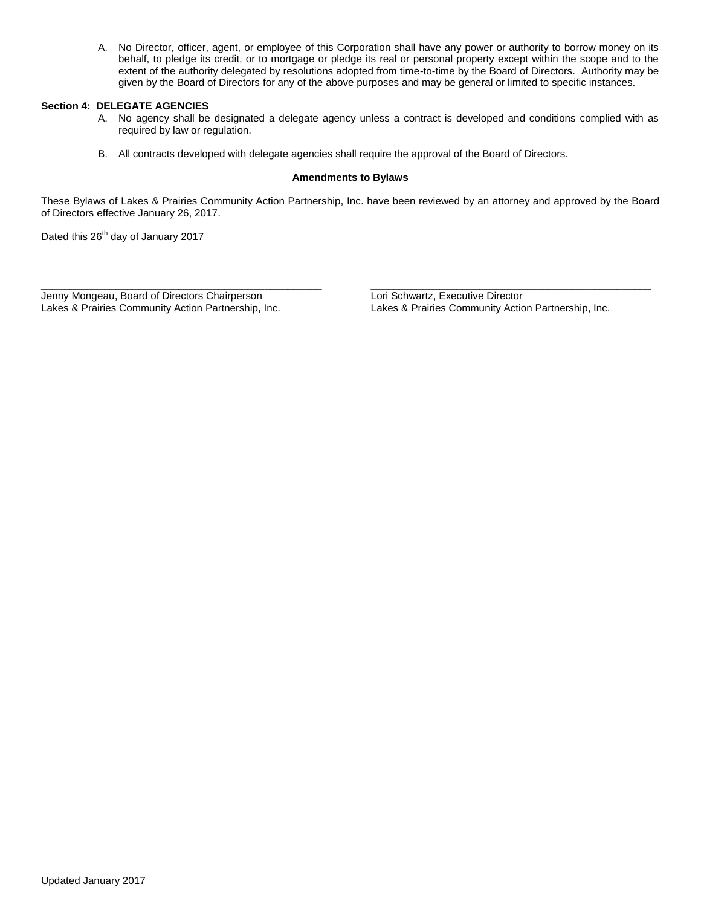A. No Director, officer, agent, or employee of this Corporation shall have any power or authority to borrow money on its behalf, to pledge its credit, or to mortgage or pledge its real or personal property except within the scope and to the extent of the authority delegated by resolutions adopted from time-to-time by the Board of Directors. Authority may be given by the Board of Directors for any of the above purposes and may be general or limited to specific instances.

**Section 4: DELEGATE AGENCIES**

A. No agency shall be designated a delegate agency unless a contract is developed and conditions complied with as required by law or regulation.

B. All contracts developed with delegate agencies shall require the approval of the Board of Directors.

**Amendments to Bylaws**

These Bylaws of Lakes & Prairies Community Action Partnership, Inc. have been reviewed by an attorney and approved by the Board of Directors effective January 26, 2017.

Dated this 26th day of January 2017

\_\_\_\_\_\_\_\_\_\_\_\_\_\_\_\_\_\_\_\_\_\_\_\_\_\_\_\_\_\_\_\_\_\_\_\_\_\_\_\_\_\_\_\_\_\_\_\_
Jenny Mongeau, Board of Directors Chairperson
Lakes & Prairies Community Action Partnership, Inc.

\_\_\_\_\_\_\_\_\_\_\_\_\_\_\_\_\_\_\_\_\_\_\_\_\_\_\_\_\_\_\_\_\_\_\_\_\_\_\_\_\_\_\_\_\_\_\_\_
Lori Schwartz, Executive Director
Lakes & Prairies Community Action Partnership, Inc.

Updated January 2017